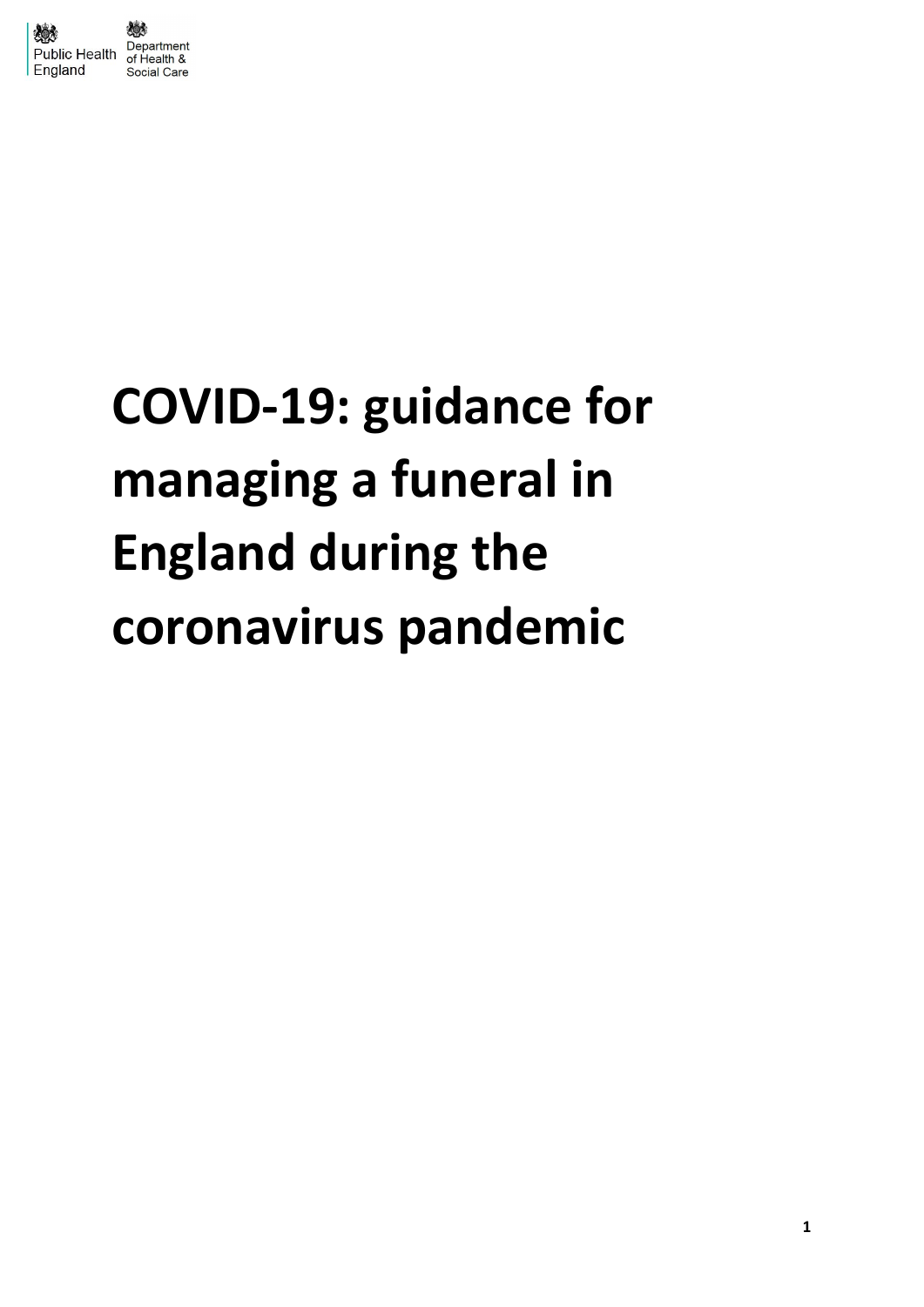Public Health England

Department of Health & Social Care

# COVID-19: guidance for managing a funeral in England during the coronavirus pandemic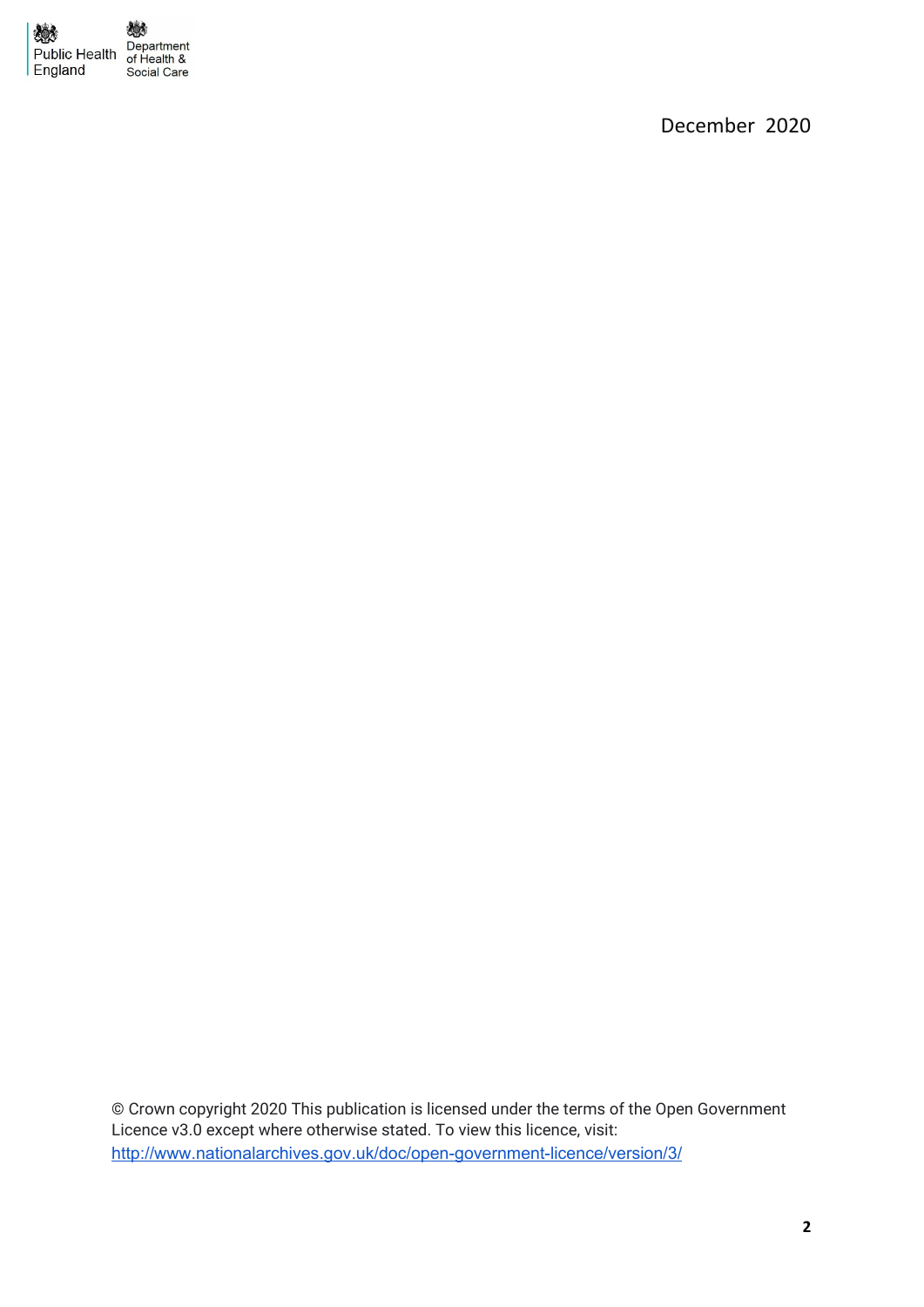Public Health England

Department of Health & Social Care

December 2020

© Crown copyright 2020 This publication is licensed under the terms of the Open Government Licence v3.0 except where otherwise stated. To view this licence, visit: [http://www.nationalarchives.gov.uk/doc/open-government-licence/version/3/](http://www.nationalarchives.gov.uk/doc/open-government-licence/version/3/)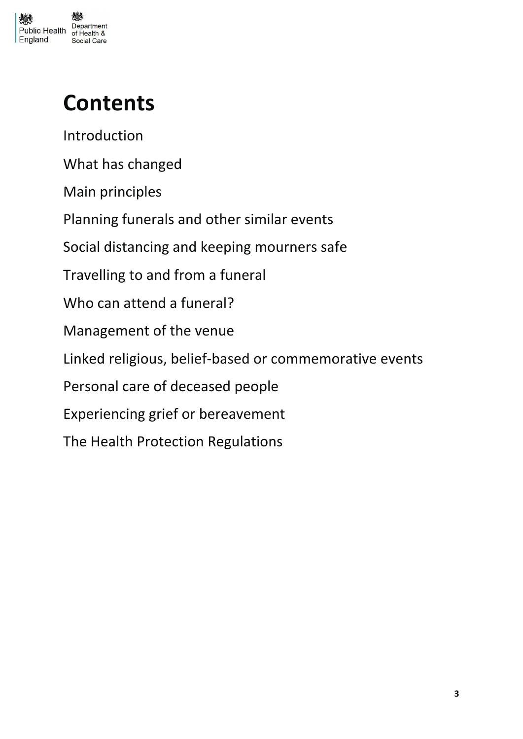# Contents

Introduction

What has changed

Main principles

Planning funerals and other similar events

Social distancing and keeping mourners safe

Travelling to and from a funeral

Who can attend a funeral?

Management of the venue

Linked religious, belief-based or commemorative events

Personal care of deceased people

Experiencing grief or bereavement

The Health Protection Regulations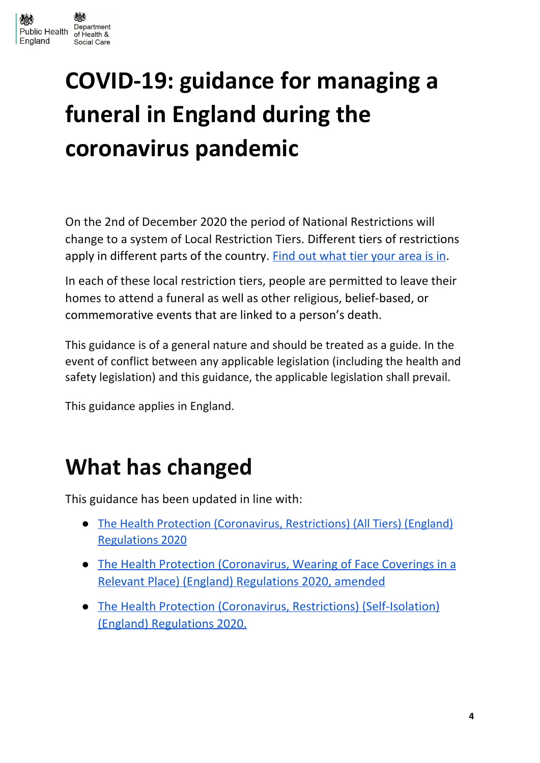# COVID-19: guidance for managing a funeral in England during the coronavirus pandemic

On the 2nd of December 2020 the period of National Restrictions will change to a system of Local Restriction Tiers. Different tiers of restrictions apply in different parts of the country. [Find out what tier your area is in](#).

In each of these local restriction tiers, people are permitted to leave their homes to attend a funeral as well as other religious, belief-based, or commemorative events that are linked to a person's death.

This guidance is of a general nature and should be treated as a guide. In the event of conflict between any applicable legislation (including the health and safety legislation) and this guidance, the applicable legislation shall prevail.

This guidance applies in England.

# What has changed

This guidance has been updated in line with:

- The Health Protection (Coronavirus, Restrictions) (All Tiers) (England) Regulations 2020
- The Health Protection (Coronavirus, Wearing of Face Coverings in a Relevant Place) (England) Regulations 2020, amended
- The Health Protection (Coronavirus, Restrictions) (Self-Isolation) (England) Regulations 2020.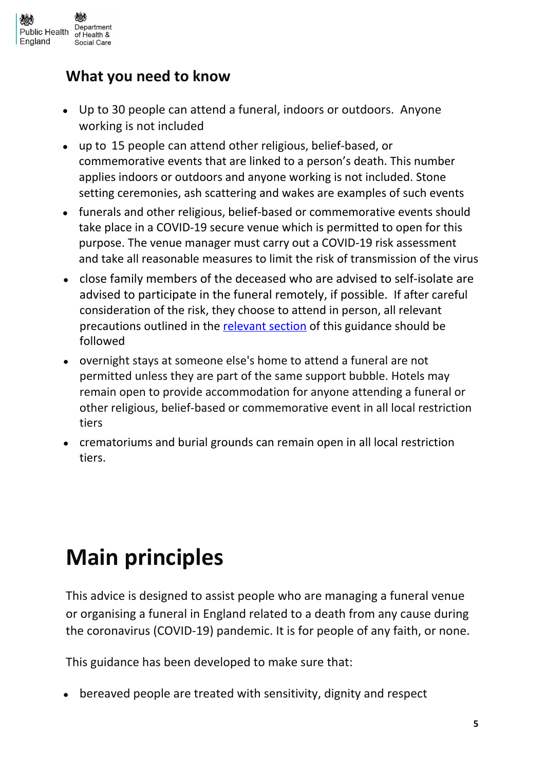## What you need to know

- Up to 30 people can attend a funeral, indoors or outdoors. Anyone working is not included
- up to 15 people can attend other religious, belief-based, or commemorative events that are linked to a person's death. This number applies indoors or outdoors and anyone working is not included. Stone setting ceremonies, ash scattering and wakes are examples of such events
- funerals and other religious, belief-based or commemorative events should take place in a COVID-19 secure venue which is permitted to open for this purpose. The venue manager must carry out a COVID-19 risk assessment and take all reasonable measures to limit the risk of transmission of the virus
- close family members of the deceased who are advised to self-isolate are advised to participate in the funeral remotely, if possible. If after careful consideration of the risk, they choose to attend in person, all relevant precautions outlined in the relevant section of this guidance should be followed
- overnight stays at someone else's home to attend a funeral are not permitted unless they are part of the same support bubble. Hotels may remain open to provide accommodation for anyone attending a funeral or other religious, belief-based or commemorative event in all local restriction tiers
- crematoriums and burial grounds can remain open in all local restriction tiers.

# Main principles

This advice is designed to assist people who are managing a funeral venue or organising a funeral in England related to a death from any cause during the coronavirus (COVID-19) pandemic. It is for people of any faith, or none.

This guidance has been developed to make sure that:

- bereaved people are treated with sensitivity, dignity and respect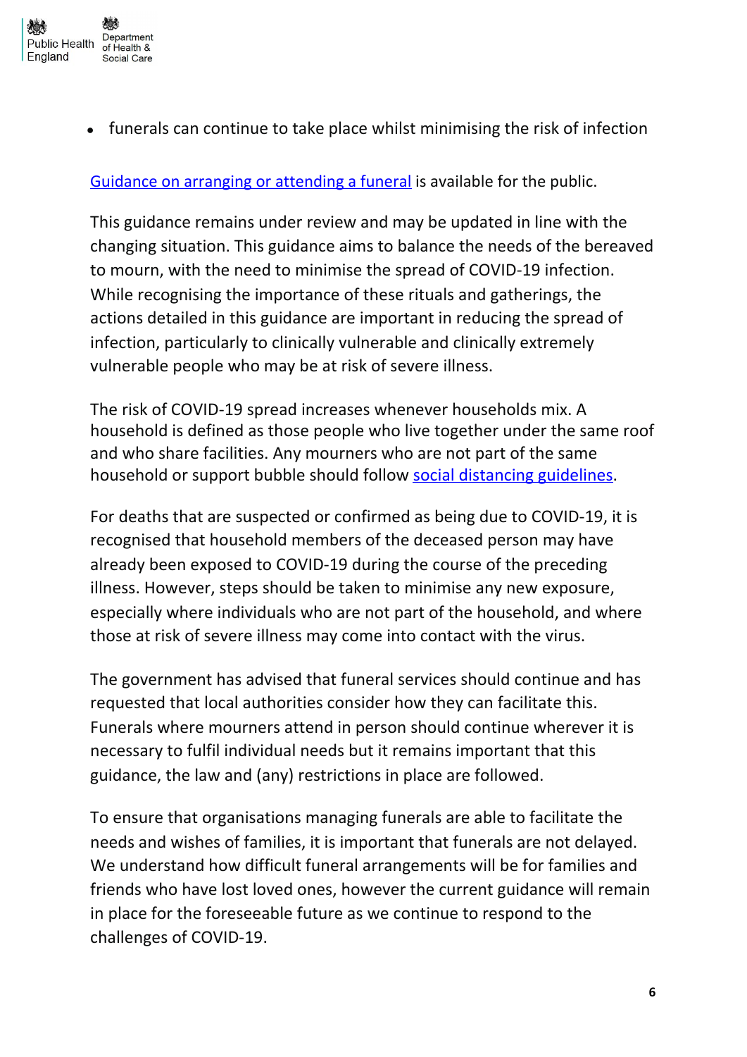- funerals can continue to take place whilst minimising the risk of infection

[Guidance on arranging or attending a funeral]() is available for the public.

This guidance remains under review and may be updated in line with the changing situation. This guidance aims to balance the needs of the bereaved to mourn, with the need to minimise the spread of COVID-19 infection. While recognising the importance of these rituals and gatherings, the actions detailed in this guidance are important in reducing the spread of infection, particularly to clinically vulnerable and clinically extremely vulnerable people who may be at risk of severe illness.

The risk of COVID-19 spread increases whenever households mix. A household is defined as those people who live together under the same roof and who share facilities. Any mourners who are not part of the same household or support bubble should follow [social distancing guidelines]().

For deaths that are suspected or confirmed as being due to COVID-19, it is recognised that household members of the deceased person may have already been exposed to COVID-19 during the course of the preceding illness. However, steps should be taken to minimise any new exposure, especially where individuals who are not part of the household, and where those at risk of severe illness may come into contact with the virus.

The government has advised that funeral services should continue and has requested that local authorities consider how they can facilitate this. Funerals where mourners attend in person should continue wherever it is necessary to fulfil individual needs but it remains important that this guidance, the law and (any) restrictions in place are followed.

To ensure that organisations managing funerals are able to facilitate the needs and wishes of families, it is important that funerals are not delayed. We understand how difficult funeral arrangements will be for families and friends who have lost loved ones, however the current guidance will remain in place for the foreseeable future as we continue to respond to the challenges of COVID-19.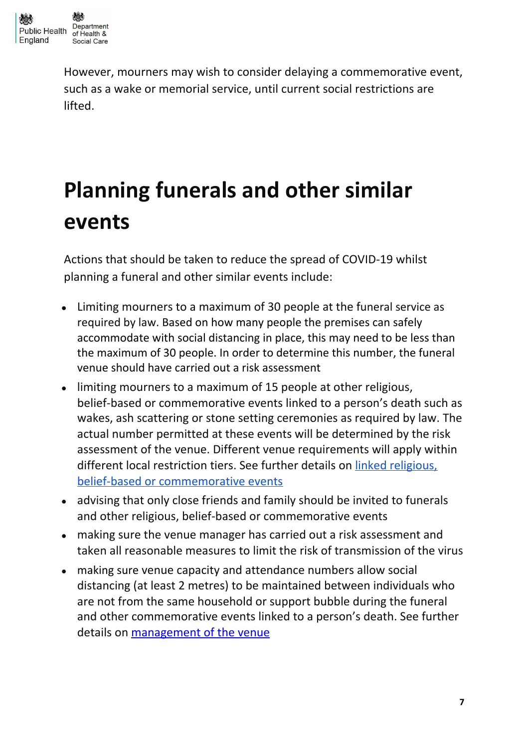However, mourners may wish to consider delaying a commemorative event, such as a wake or memorial service, until current social restrictions are lifted.

# Planning funerals and other similar events

Actions that should be taken to reduce the spread of COVID-19 whilst planning a funeral and other similar events include:

- Limiting mourners to a maximum of 30 people at the funeral service as required by law. Based on how many people the premises can safely accommodate with social distancing in place, this may need to be less than the maximum of 30 people. In order to determine this number, the funeral venue should have carried out a risk assessment
- limiting mourners to a maximum of 15 people at other religious, belief-based or commemorative events linked to a person's death such as wakes, ash scattering or stone setting ceremonies as required by law. The actual number permitted at these events will be determined by the risk assessment of the venue. Different venue requirements will apply within different local restriction tiers. See further details on [linked religious, belief-based or commemorative events]
- advising that only close friends and family should be invited to funerals and other religious, belief-based or commemorative events
- making sure the venue manager has carried out a risk assessment and taken all reasonable measures to limit the risk of transmission of the virus
- making sure venue capacity and attendance numbers allow social distancing (at least 2 metres) to be maintained between individuals who are not from the same household or support bubble during the funeral and other commemorative events linked to a person's death. See further details on [management of the venue]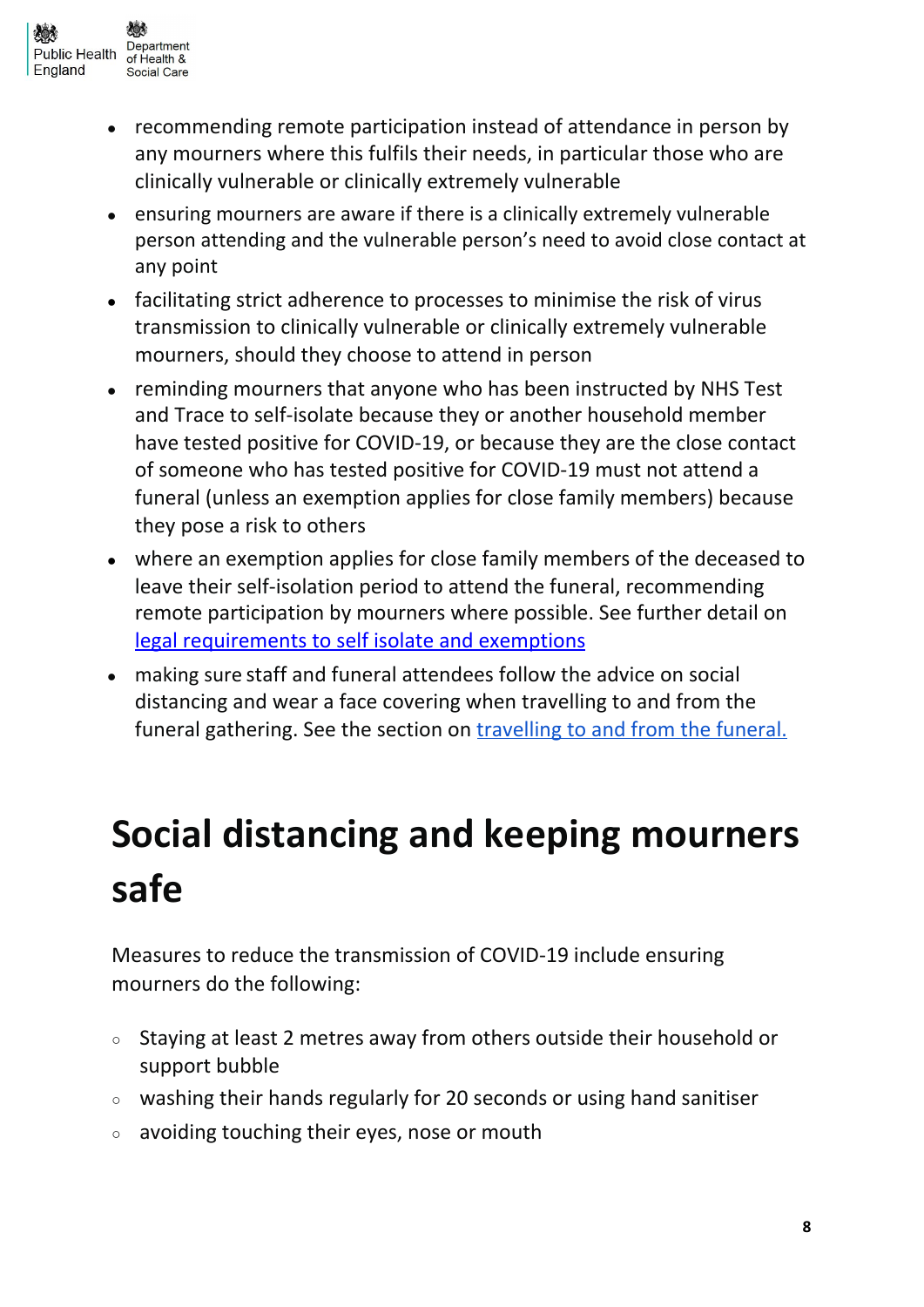- recommending remote participation instead of attendance in person by any mourners where this fulfils their needs, in particular those who are clinically vulnerable or clinically extremely vulnerable
- ensuring mourners are aware if there is a clinically extremely vulnerable person attending and the vulnerable person's need to avoid close contact at any point
- facilitating strict adherence to processes to minimise the risk of virus transmission to clinically vulnerable or clinically extremely vulnerable mourners, should they choose to attend in person
- reminding mourners that anyone who has been instructed by NHS Test and Trace to self-isolate because they or another household member have tested positive for COVID-19, or because they are the close contact of someone who has tested positive for COVID-19 must not attend a funeral (unless an exemption applies for close family members) because they pose a risk to others
- where an exemption applies for close family members of the deceased to leave their self-isolation period to attend the funeral, recommending remote participation by mourners where possible. See further detail on [legal requirements to self isolate and exemptions]()
- making sure staff and funeral attendees follow the advice on social distancing and wear a face covering when travelling to and from the funeral gathering. See the section on [travelling to and from the funeral.]()

# Social distancing and keeping mourners safe

Measures to reduce the transmission of COVID-19 include ensuring mourners do the following:

- Staying at least 2 metres away from others outside their household or support bubble
- washing their hands regularly for 20 seconds or using hand sanitiser
- avoiding touching their eyes, nose or mouth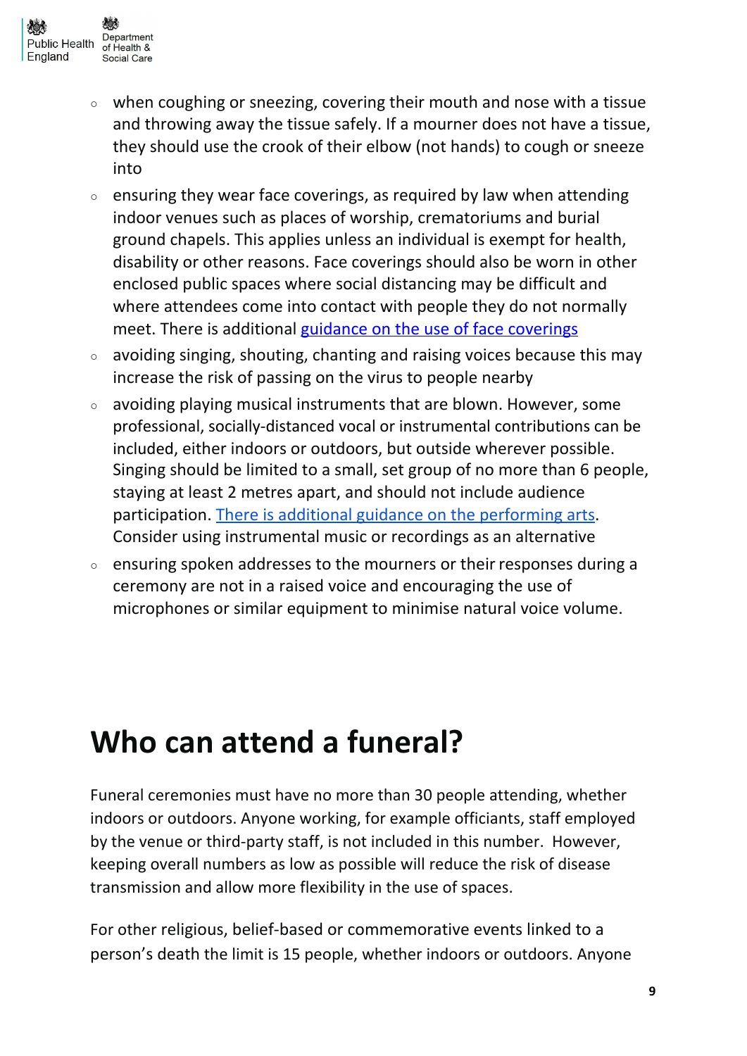- when coughing or sneezing, covering their mouth and nose with a tissue and throwing away the tissue safely. If a mourner does not have a tissue, they should use the crook of their elbow (not hands) to cough or sneeze into
- ensuring they wear face coverings, as required by law when attending indoor venues such as places of worship, crematoriums and burial ground chapels. This applies unless an individual is exempt for health, disability or other reasons. Face coverings should also be worn in other enclosed public spaces where social distancing may be difficult and where attendees come into contact with people they do not normally meet. There is additional guidance on the use of face coverings
- avoiding singing, shouting, chanting and raising voices because this may increase the risk of passing on the virus to people nearby
- avoiding playing musical instruments that are blown. However, some professional, socially-distanced vocal or instrumental contributions can be included, either indoors or outdoors, but outside wherever possible. Singing should be limited to a small, set group of no more than 6 people, staying at least 2 metres apart, and should not include audience participation. There is additional guidance on the performing arts. Consider using instrumental music or recordings as an alternative
- ensuring spoken addresses to the mourners or their responses during a ceremony are not in a raised voice and encouraging the use of microphones or similar equipment to minimise natural voice volume.

# Who can attend a funeral?

Funeral ceremonies must have no more than 30 people attending, whether indoors or outdoors. Anyone working, for example officiants, staff employed by the venue or third-party staff, is not included in this number. However, keeping overall numbers as low as possible will reduce the risk of disease transmission and allow more flexibility in the use of spaces.

For other religious, belief-based or commemorative events linked to a person's death the limit is 15 people, whether indoors or outdoors. Anyone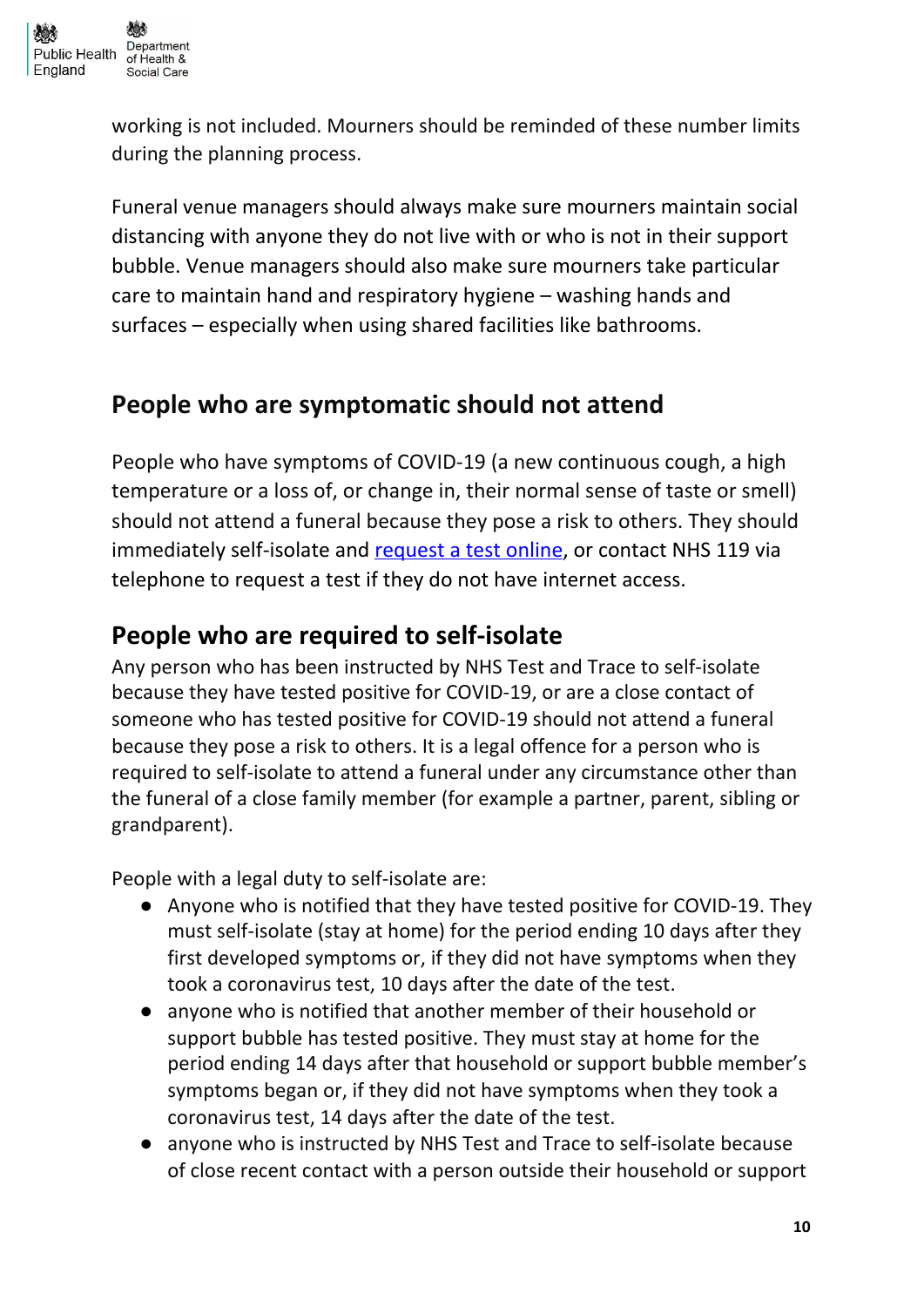working is not included. Mourners should be reminded of these number limits during the planning process.

Funeral venue managers should always make sure mourners maintain social distancing with anyone they do not live with or who is not in their support bubble. Venue managers should also make sure mourners take particular care to maintain hand and respiratory hygiene – washing hands and surfaces – especially when using shared facilities like bathrooms.

## People who are symptomatic should not attend

People who have symptoms of COVID-19 (a new continuous cough, a high temperature or a loss of, or change in, their normal sense of taste or smell) should not attend a funeral because they pose a risk to others. They should immediately self-isolate and [request a test online](), or contact NHS 119 via telephone to request a test if they do not have internet access.

## People who are required to self-isolate

Any person who has been instructed by NHS Test and Trace to self-isolate because they have tested positive for COVID-19, or are a close contact of someone who has tested positive for COVID-19 should not attend a funeral because they pose a risk to others. It is a legal offence for a person who is required to self-isolate to attend a funeral under any circumstance other than the funeral of a close family member (for example a partner, parent, sibling or grandparent).

People with a legal duty to self-isolate are:

- Anyone who is notified that they have tested positive for COVID-19. They must self-isolate (stay at home) for the period ending 10 days after they first developed symptoms or, if they did not have symptoms when they took a coronavirus test, 10 days after the date of the test.
- anyone who is notified that another member of their household or support bubble has tested positive. They must stay at home for the period ending 14 days after that household or support bubble member's symptoms began or, if they did not have symptoms when they took a coronavirus test, 14 days after the date of the test.
- anyone who is instructed by NHS Test and Trace to self-isolate because of close recent contact with a person outside their household or support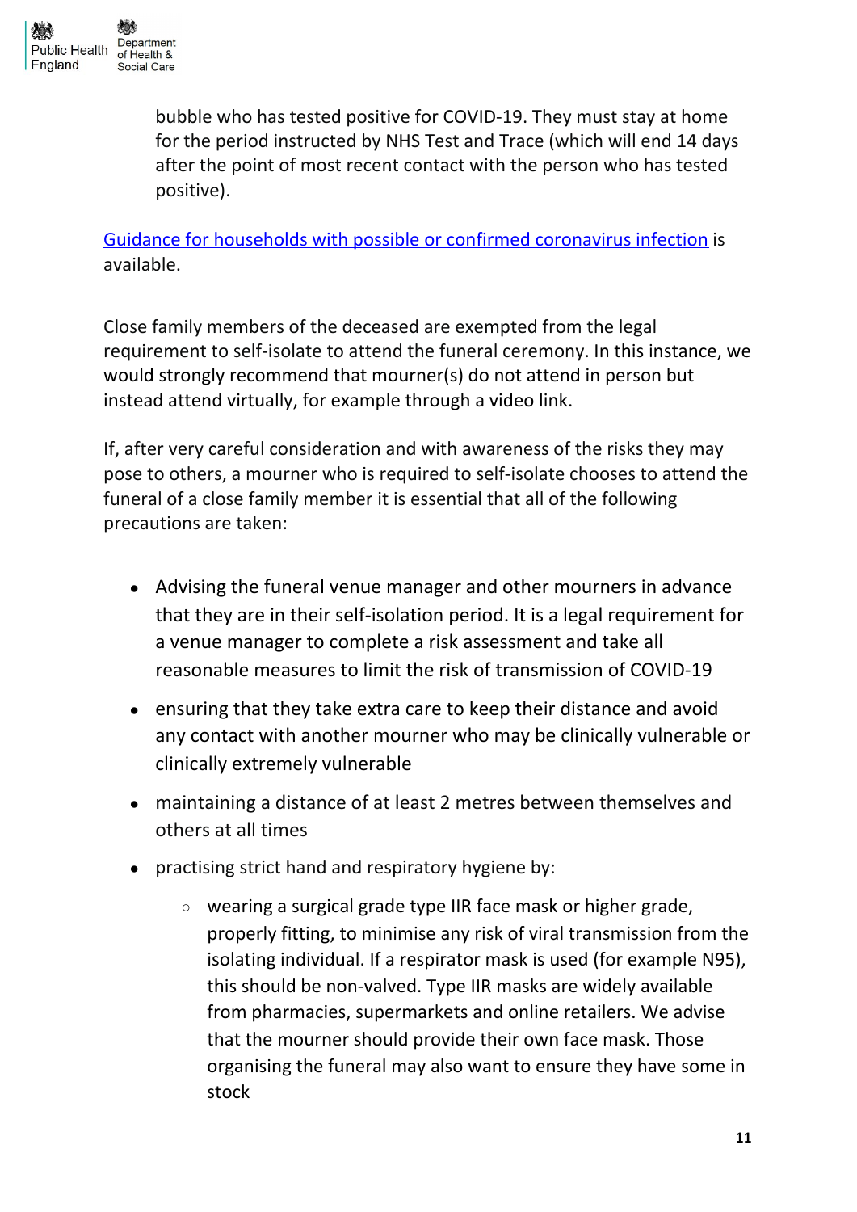bubble who has tested positive for COVID-19. They must stay at home for the period instructed by NHS Test and Trace (which will end 14 days after the point of most recent contact with the person who has tested positive).

[Guidance for households with possible or confirmed coronavirus infection](#) is available.

Close family members of the deceased are exempted from the legal requirement to self-isolate to attend the funeral ceremony. In this instance, we would strongly recommend that mourner(s) do not attend in person but instead attend virtually, for example through a video link.

If, after very careful consideration and with awareness of the risks they may pose to others, a mourner who is required to self-isolate chooses to attend the funeral of a close family member it is essential that all of the following precautions are taken:

- Advising the funeral venue manager and other mourners in advance that they are in their self-isolation period. It is a legal requirement for a venue manager to complete a risk assessment and take all reasonable measures to limit the risk of transmission of COVID-19
- ensuring that they take extra care to keep their distance and avoid any contact with another mourner who may be clinically vulnerable or clinically extremely vulnerable
- maintaining a distance of at least 2 metres between themselves and others at all times
- practising strict hand and respiratory hygiene by:
    - wearing a surgical grade type IIR face mask or higher grade, properly fitting, to minimise any risk of viral transmission from the isolating individual. If a respirator mask is used (for example N95), this should be non-valved. Type IIR masks are widely available from pharmacies, supermarkets and online retailers. We advise that the mourner should provide their own face mask. Those organising the funeral may also want to ensure they have some in stock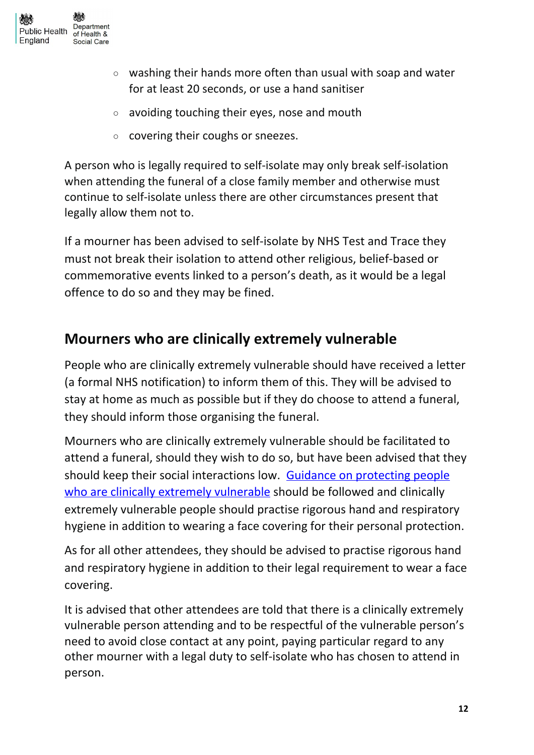- washing their hands more often than usual with soap and water for at least 20 seconds, or use a hand sanitiser
  - avoiding touching their eyes, nose and mouth
  - covering their coughs or sneezes.

A person who is legally required to self-isolate may only break self-isolation when attending the funeral of a close family member and otherwise must continue to self-isolate unless there are other circumstances present that legally allow them not to.

If a mourner has been advised to self-isolate by NHS Test and Trace they must not break their isolation to attend other religious, belief-based or commemorative events linked to a person's death, as it would be a legal offence to do so and they may be fined.

## Mourners who are clinically extremely vulnerable

People who are clinically extremely vulnerable should have received a letter (a formal NHS notification) to inform them of this. They will be advised to stay at home as much as possible but if they do choose to attend a funeral, they should inform those organising the funeral.

Mourners who are clinically extremely vulnerable should be facilitated to attend a funeral, should they wish to do so, but have been advised that they should keep their social interactions low. Guidance on protecting people who are clinically extremely vulnerable should be followed and clinically extremely vulnerable people should practise rigorous hand and respiratory hygiene in addition to wearing a face covering for their personal protection.

As for all other attendees, they should be advised to practise rigorous hand and respiratory hygiene in addition to their legal requirement to wear a face covering.

It is advised that other attendees are told that there is a clinically extremely vulnerable person attending and to be respectful of the vulnerable person's need to avoid close contact at any point, paying particular regard to any other mourner with a legal duty to self-isolate who has chosen to attend in person.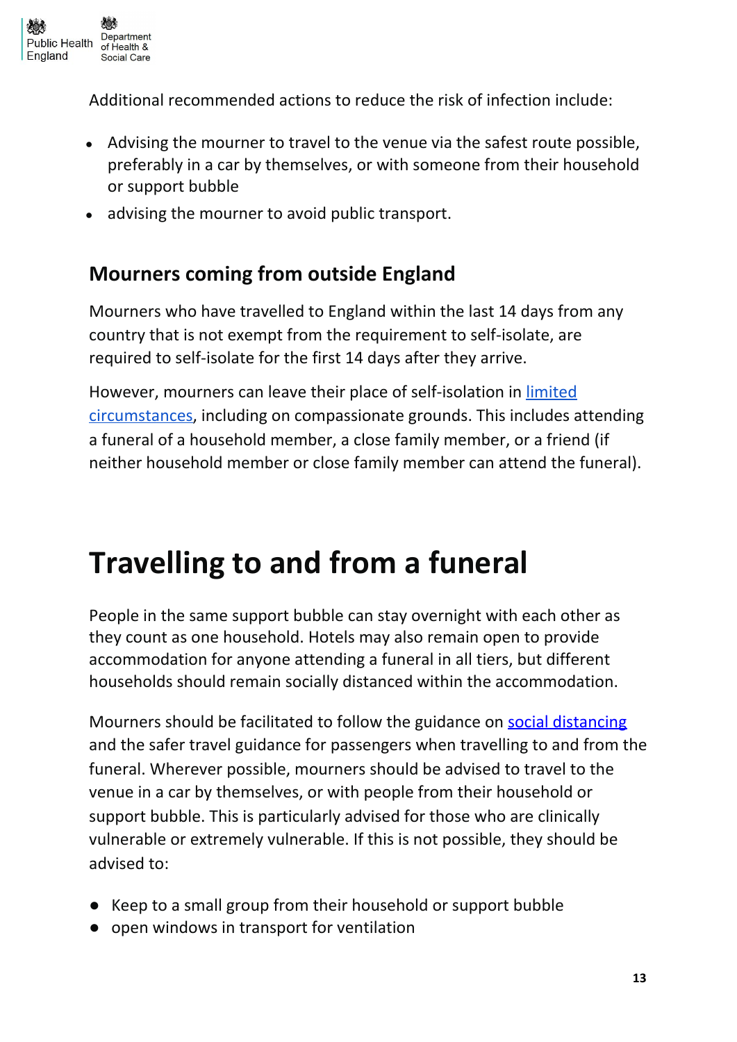Additional recommended actions to reduce the risk of infection include:

- Advising the mourner to travel to the venue via the safest route possible, preferably in a car by themselves, or with someone from their household or support bubble
- advising the mourner to avoid public transport.

## Mourners coming from outside England

Mourners who have travelled to England within the last 14 days from any country that is not exempt from the requirement to self-isolate, are required to self-isolate for the first 14 days after they arrive.

However, mourners can leave their place of self-isolation in limited circumstances, including on compassionate grounds. This includes attending a funeral of a household member, a close family member, or a friend (if neither household member or close family member can attend the funeral).

# Travelling to and from a funeral

People in the same support bubble can stay overnight with each other as they count as one household. Hotels may also remain open to provide accommodation for anyone attending a funeral in all tiers, but different households should remain socially distanced within the accommodation.

Mourners should be facilitated to follow the guidance on social distancing and the safer travel guidance for passengers when travelling to and from the funeral. Wherever possible, mourners should be advised to travel to the venue in a car by themselves, or with people from their household or support bubble. This is particularly advised for those who are clinically vulnerable or extremely vulnerable. If this is not possible, they should be advised to:

- Keep to a small group from their household or support bubble
- open windows in transport for ventilation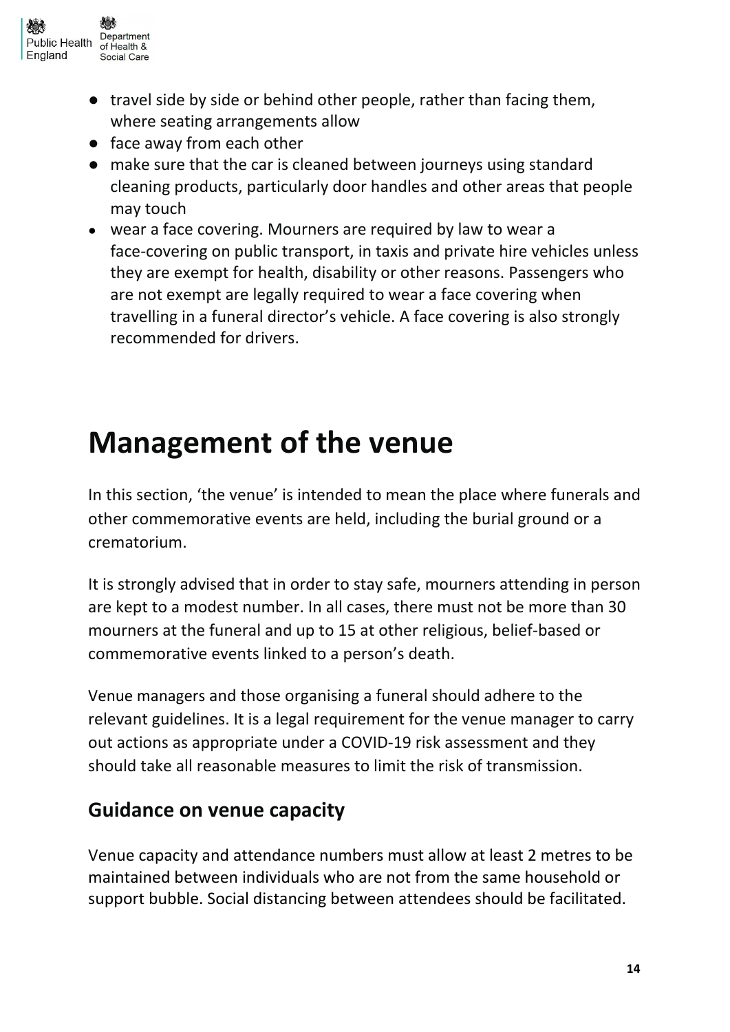- travel side by side or behind other people, rather than facing them, where seating arrangements allow
- face away from each other
- make sure that the car is cleaned between journeys using standard cleaning products, particularly door handles and other areas that people may touch
- wear a face covering. Mourners are required by law to wear a face-covering on public transport, in taxis and private hire vehicles unless they are exempt for health, disability or other reasons. Passengers who are not exempt are legally required to wear a face covering when travelling in a funeral director's vehicle. A face covering is also strongly recommended for drivers.

# Management of the venue

In this section, 'the venue' is intended to mean the place where funerals and other commemorative events are held, including the burial ground or a crematorium.

It is strongly advised that in order to stay safe, mourners attending in person are kept to a modest number. In all cases, there must not be more than 30 mourners at the funeral and up to 15 at other religious, belief-based or commemorative events linked to a person's death.

Venue managers and those organising a funeral should adhere to the relevant guidelines. It is a legal requirement for the venue manager to carry out actions as appropriate under a COVID-19 risk assessment and they should take all reasonable measures to limit the risk of transmission.

## Guidance on venue capacity

Venue capacity and attendance numbers must allow at least 2 metres to be maintained between individuals who are not from the same household or support bubble. Social distancing between attendees should be facilitated.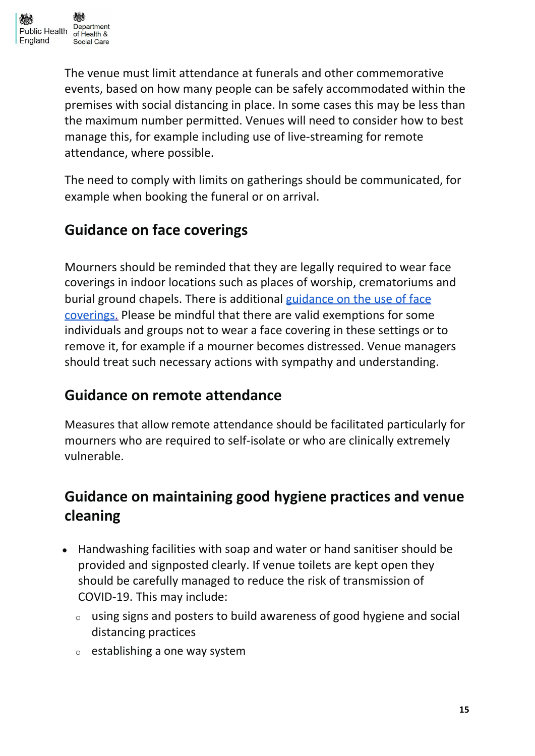The venue must limit attendance at funerals and other commemorative events, based on how many people can be safely accommodated within the premises with social distancing in place. In some cases this may be less than the maximum number permitted. Venues will need to consider how to best manage this, for example including use of live-streaming for remote attendance, where possible.

The need to comply with limits on gatherings should be communicated, for example when booking the funeral or on arrival.

## Guidance on face coverings

Mourners should be reminded that they are legally required to wear face coverings in indoor locations such as places of worship, crematoriums and burial ground chapels. There is additional [guidance on the use of face coverings.](#) Please be mindful that there are valid exemptions for some individuals and groups not to wear a face covering in these settings or to remove it, for example if a mourner becomes distressed. Venue managers should treat such necessary actions with sympathy and understanding.

## Guidance on remote attendance

Measures that allow remote attendance should be facilitated particularly for mourners who are required to self-isolate or who are clinically extremely vulnerable.

## Guidance on maintaining good hygiene practices and venue cleaning

- Handwashing facilities with soap and water or hand sanitiser should be provided and signposted clearly. If venue toilets are kept open they should be carefully managed to reduce the risk of transmission of COVID-19. This may include:
  - using signs and posters to build awareness of good hygiene and social distancing practices
  - establishing a one way system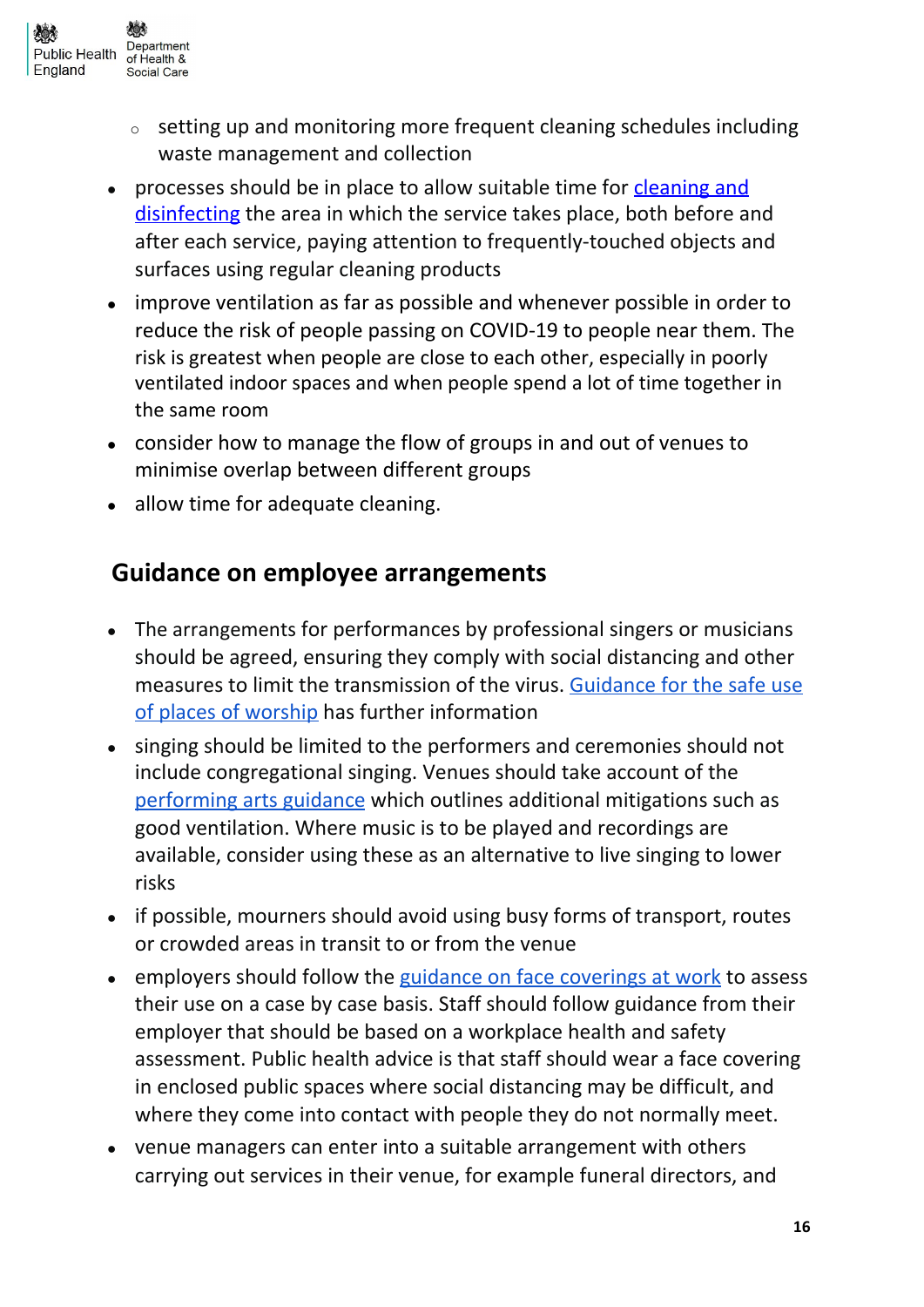- setting up and monitoring more frequent cleaning schedules including waste management and collection
- processes should be in place to allow suitable time for [cleaning and disinfecting](#) the area in which the service takes place, both before and after each service, paying attention to frequently-touched objects and surfaces using regular cleaning products
- improve ventilation as far as possible and whenever possible in order to reduce the risk of people passing on COVID-19 to people near them. The risk is greatest when people are close to each other, especially in poorly ventilated indoor spaces and when people spend a lot of time together in the same room
- consider how to manage the flow of groups in and out of venues to minimise overlap between different groups
- allow time for adequate cleaning.

## Guidance on employee arrangements

- The arrangements for performances by professional singers or musicians should be agreed, ensuring they comply with social distancing and other measures to limit the transmission of the virus. [Guidance for the safe use of places of worship](#) has further information
- singing should be limited to the performers and ceremonies should not include congregational singing. Venues should take account of the [performing arts guidance](#) which outlines additional mitigations such as good ventilation. Where music is to be played and recordings are available, consider using these as an alternative to live singing to lower risks
- if possible, mourners should avoid using busy forms of transport, routes or crowded areas in transit to or from the venue
- employers should follow the [guidance on face coverings at work](#) to assess their use on a case by case basis. Staff should follow guidance from their employer that should be based on a workplace health and safety assessment. Public health advice is that staff should wear a face covering in enclosed public spaces where social distancing may be difficult, and where they come into contact with people they do not normally meet.
- venue managers can enter into a suitable arrangement with others carrying out services in their venue, for example funeral directors, and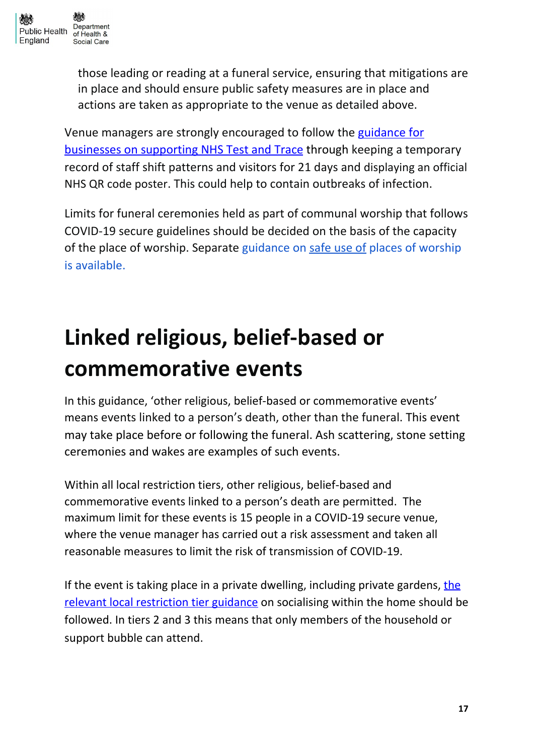those leading or reading at a funeral service, ensuring that mitigations are in place and should ensure public safety measures are in place and actions are taken as appropriate to the venue as detailed above.

Venue managers are strongly encouraged to follow the guidance for businesses on supporting NHS Test and Trace through keeping a temporary record of staff shift patterns and visitors for 21 days and displaying an official NHS QR code poster. This could help to contain outbreaks of infection.

Limits for funeral ceremonies held as part of communal worship that follows COVID-19 secure guidelines should be decided on the basis of the capacity of the place of worship. Separate guidance on safe use of places of worship is available.

# Linked religious, belief-based or commemorative events

In this guidance, 'other religious, belief-based or commemorative events' means events linked to a person's death, other than the funeral. This event may take place before or following the funeral. Ash scattering, stone setting ceremonies and wakes are examples of such events.

Within all local restriction tiers, other religious, belief-based and commemorative events linked to a person's death are permitted. The maximum limit for these events is 15 people in a COVID-19 secure venue, where the venue manager has carried out a risk assessment and taken all reasonable measures to limit the risk of transmission of COVID-19.

If the event is taking place in a private dwelling, including private gardens, the relevant local restriction tier guidance on socialising within the home should be followed. In tiers 2 and 3 this means that only members of the household or support bubble can attend.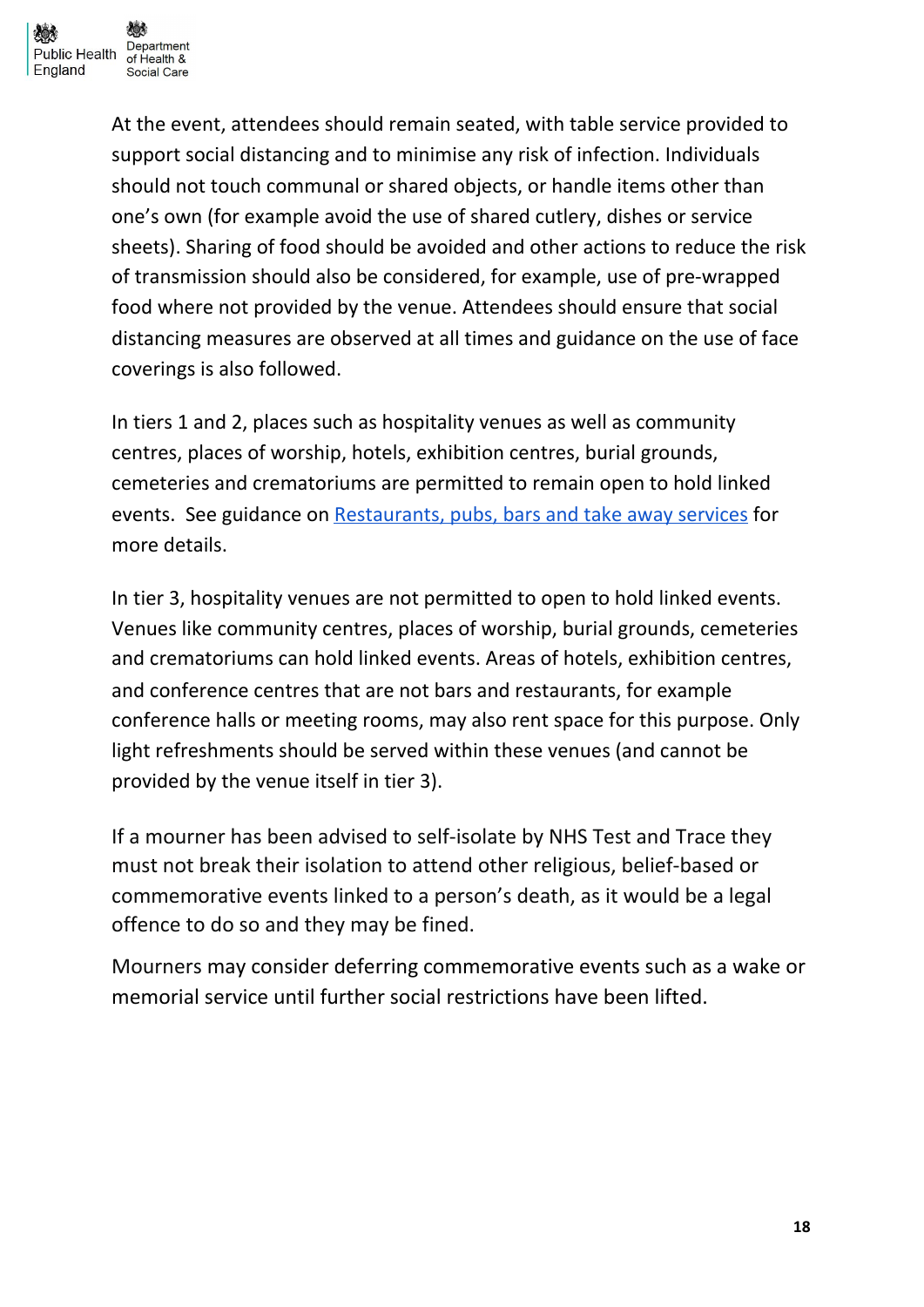At the event, attendees should remain seated, with table service provided to support social distancing and to minimise any risk of infection. Individuals should not touch communal or shared objects, or handle items other than one's own (for example avoid the use of shared cutlery, dishes or service sheets). Sharing of food should be avoided and other actions to reduce the risk of transmission should also be considered, for example, use of pre-wrapped food where not provided by the venue. Attendees should ensure that social distancing measures are observed at all times and guidance on the use of face coverings is also followed.

In tiers 1 and 2, places such as hospitality venues as well as community centres, places of worship, hotels, exhibition centres, burial grounds, cemeteries and crematoriums are permitted to remain open to hold linked events. See guidance on [Restaurants, pubs, bars and take away services]() for more details.

In tier 3, hospitality venues are not permitted to open to hold linked events. Venues like community centres, places of worship, burial grounds, cemeteries and crematoriums can hold linked events. Areas of hotels, exhibition centres, and conference centres that are not bars and restaurants, for example conference halls or meeting rooms, may also rent space for this purpose. Only light refreshments should be served within these venues (and cannot be provided by the venue itself in tier 3).

If a mourner has been advised to self-isolate by NHS Test and Trace they must not break their isolation to attend other religious, belief-based or commemorative events linked to a person's death, as it would be a legal offence to do so and they may be fined.

Mourners may consider deferring commemorative events such as a wake or memorial service until further social restrictions have been lifted.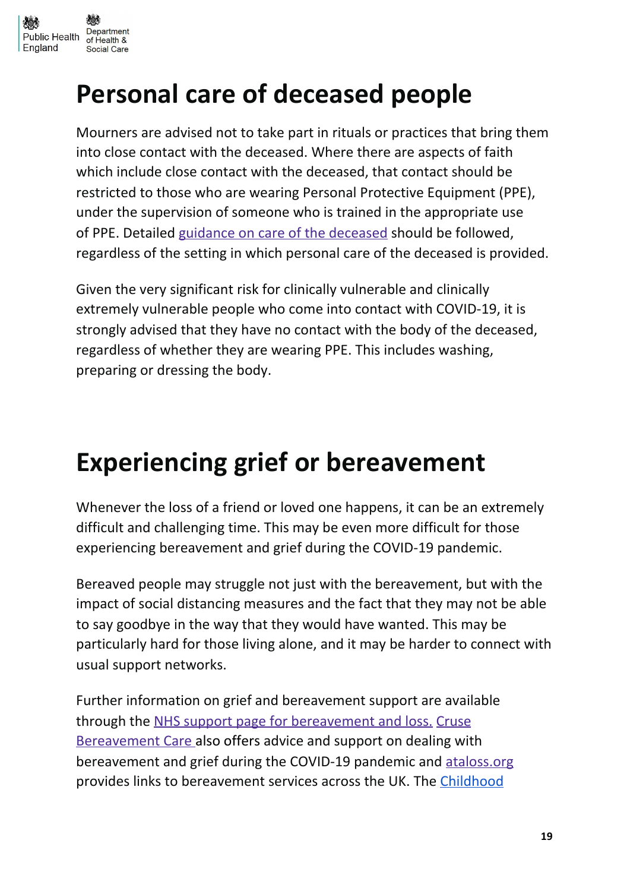# Personal care of deceased people

Mourners are advised not to take part in rituals or practices that bring them into close contact with the deceased. Where there are aspects of faith which include close contact with the deceased, that contact should be restricted to those who are wearing Personal Protective Equipment (PPE), under the supervision of someone who is trained in the appropriate use of PPE. Detailed guidance on care of the deceased should be followed, regardless of the setting in which personal care of the deceased is provided.

Given the very significant risk for clinically vulnerable and clinically extremely vulnerable people who come into contact with COVID-19, it is strongly advised that they have no contact with the body of the deceased, regardless of whether they are wearing PPE. This includes washing, preparing or dressing the body.

# Experiencing grief or bereavement

Whenever the loss of a friend or loved one happens, it can be an extremely difficult and challenging time. This may be even more difficult for those experiencing bereavement and grief during the COVID-19 pandemic.

Bereaved people may struggle not just with the bereavement, but with the impact of social distancing measures and the fact that they may not be able to say goodbye in the way that they would have wanted. This may be particularly hard for those living alone, and it may be harder to connect with usual support networks.

Further information on grief and bereavement support are available through the NHS support page for bereavement and loss. Cruse Bereavement Care also offers advice and support on dealing with bereavement and grief during the COVID-19 pandemic and ataloss.org provides links to bereavement services across the UK. The Childhood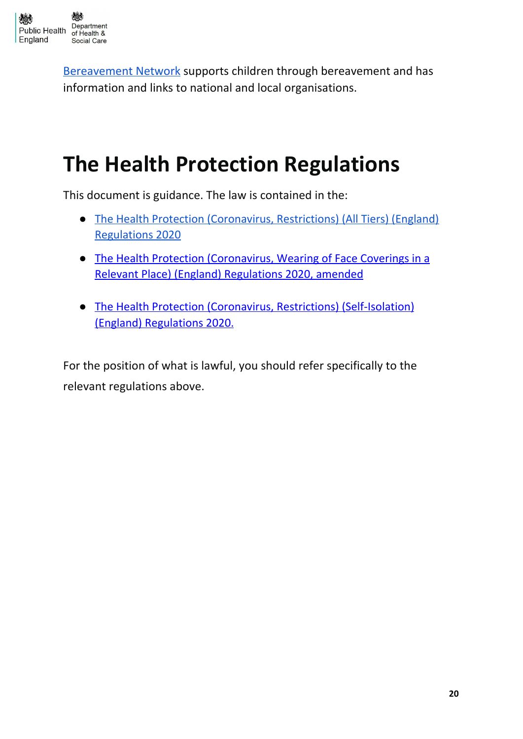Bereavement Network supports children through bereavement and has information and links to national and local organisations.

# The Health Protection Regulations

This document is guidance. The law is contained in the:

- The Health Protection (Coronavirus, Restrictions) (All Tiers) (England) Regulations 2020
- The Health Protection (Coronavirus, Wearing of Face Coverings in a Relevant Place) (England) Regulations 2020, amended
- The Health Protection (Coronavirus, Restrictions) (Self-Isolation) (England) Regulations 2020.

For the position of what is lawful, you should refer specifically to the relevant regulations above.